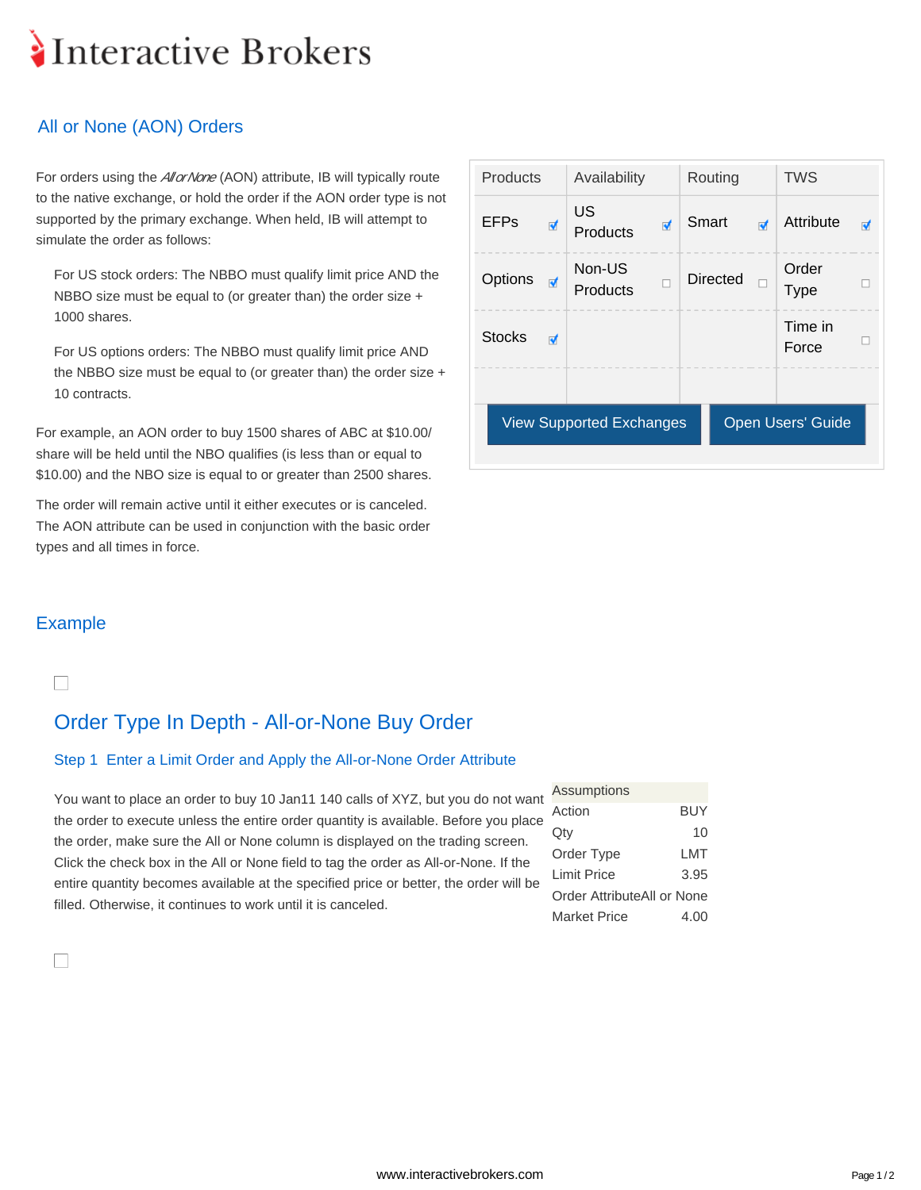# All or None (AON) Orders

For orders using the *All or None* (AON) attribute, IB will typically route to the native exchange, or hold the order if the AON order type is not supported by the primary exchange. When held, IB will attempt to simulate the order as follows:

> For US stock orders: The NBBO must qualify limit price AND the NBBO size must be equal to (or greater than) the order size + 1000 shares.
>
> For US options orders: The NBBO must qualify limit price AND the NBBO size must be equal to (or greater than) the order size + 10 contracts.

For example, an AON order to buy 1500 shares of ABC at $10.00/ share will be held until the NBO qualifies (is less than or equal to $10.00) and the NBO size is equal to or greater than 2500 shares.

The order will remain active until it either executes or is canceled. The AON attribute can be used in conjunction with the basic order types and all times in force.

| Products | | Availability | | Routing | | TWS | |
|---|---|---|---|---|---|---|---|
| EFPs | ☑ | US Products | ☑ | Smart | ☑ | Attribute | ☑ |
| Options | ☑ | Non-US Products | ☐ | Directed | ☐ | Order Type | ☐ |
| Stocks | ☑ | | | | | Time in Force | ☐ |

View Supported Exchanges | Open Users' Guide

## Example

### Order Type In Depth - All-or-None Buy Order

#### Step 1 Enter a Limit Order and Apply the All-or-None Order Attribute

You want to place an order to buy 10 Jan11 140 calls of XYZ, but you do not want the order to execute unless the entire order quantity is available. Before you place the order, make sure the All or None column is displayed on the trading screen. Click the check box in the All or None field to tag the order as All-or-None. If the entire quantity becomes available at the specified price or better, the order will be filled. Otherwise, it continues to work until it is canceled.

| Assumptions | |
|---|---|
| Action | BUY |
| Qty | 10 |
| Order Type | LMT |
| Limit Price | 3.95 |
| Order Attribute | All or None |
| Market Price | 4.00 |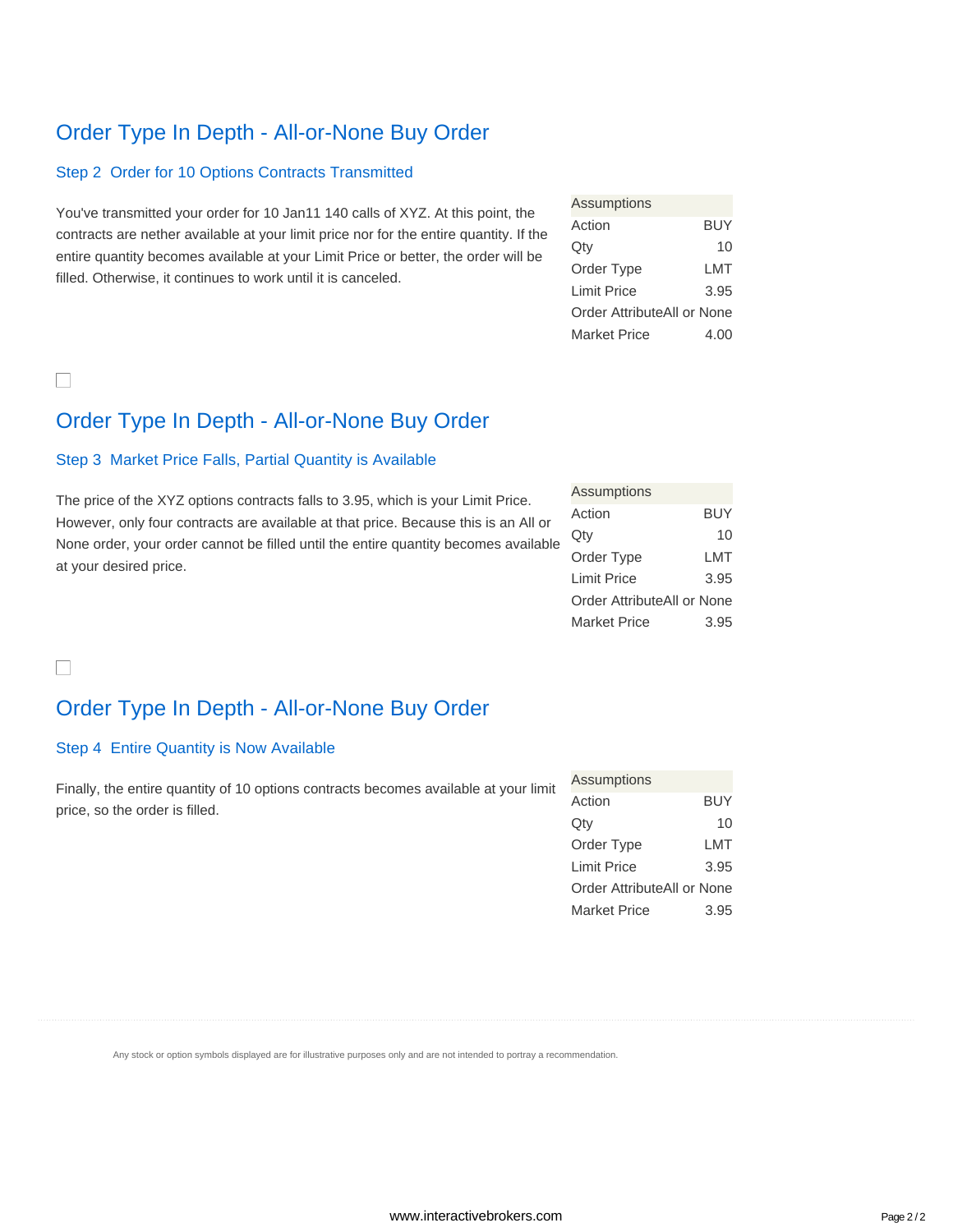## Order Type In Depth - All-or-None Buy Order

### Step 2 Order for 10 Options Contracts Transmitted

You've transmitted your order for 10 Jan11 140 calls of XYZ. At this point, the contracts are nether available at your limit price nor for the entire quantity. If the entire quantity becomes available at your Limit Price or better, the order will be filled. Otherwise, it continues to work until it is canceled.

| Assumptions | |
|---|---|
| Action | BUY |
| Qty | 10 |
| Order Type | LMT |
| Limit Price | 3.95 |
| Order Attribute | All or None |
| Market Price | 4.00 |

## Order Type In Depth - All-or-None Buy Order

### Step 3 Market Price Falls, Partial Quantity is Available

The price of the XYZ options contracts falls to 3.95, which is your Limit Price. However, only four contracts are available at that price. Because this is an All or None order, your order cannot be filled until the entire quantity becomes available at your desired price.

| Assumptions | |
|---|---|
| Action | BUY |
| Qty | 10 |
| Order Type | LMT |
| Limit Price | 3.95 |
| Order Attribute | All or None |
| Market Price | 3.95 |

## Order Type In Depth - All-or-None Buy Order

### Step 4 Entire Quantity is Now Available

Finally, the entire quantity of 10 options contracts becomes available at your limit price, so the order is filled.

| Assumptions | |
|---|---|
| Action | BUY |
| Qty | 10 |
| Order Type | LMT |
| Limit Price | 3.95 |
| Order Attribute | All or None |
| Market Price | 3.95 |

Any stock or option symbols displayed are for illustrative purposes only and are not intended to portray a recommendation.